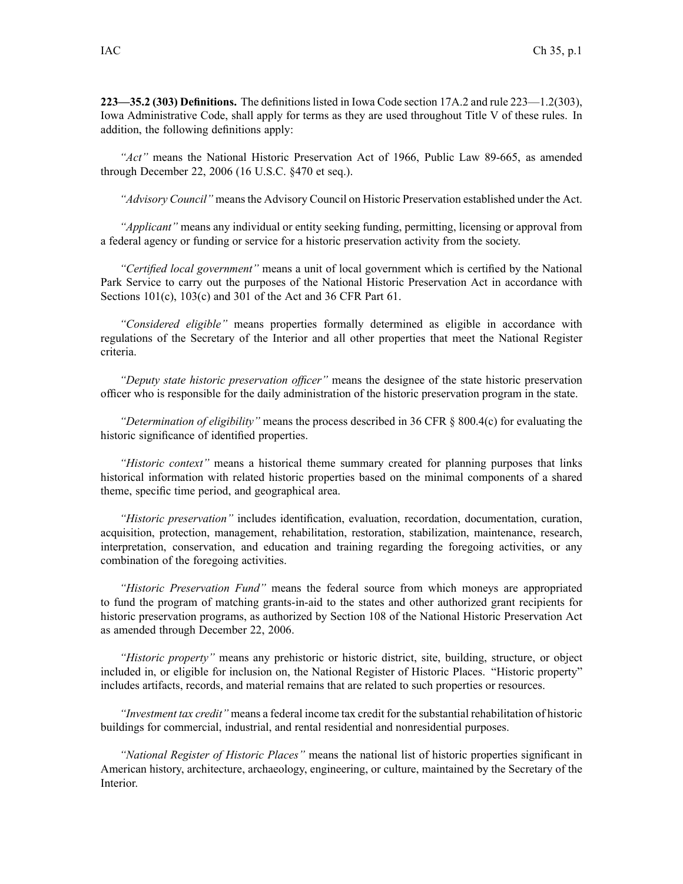**223—35.2 (303) Definitions.** The definitions listed in Iowa Code section 17A.2 and rule 223—1.2(303), Iowa Administrative Code, shall apply for terms as they are used throughout Title V of these rules. In addition, the following definitions apply:

*"Act"* means the National Historic Preservation Act of 1966, Public Law 89-665, as amended through December 22, 2006 (16 U.S.C. §470 et seq.).

*"Advisory Council"* means the Advisory Council on Historic Preservation established under the Act.

*"Applicant"* means any individual or entity seeking funding, permitting, licensing or approval from a federal agency or funding or service for a historic preservation activity from the society.

*"Certified local government"* means a unit of local government which is certified by the National Park Service to carry out the purposes of the National Historic Preservation Act in accordance with Sections 101(c), 103(c) and 301 of the Act and 36 CFR Part 61.

*"Considered eligible"* means properties formally determined as eligible in accordance with regulations of the Secretary of the Interior and all other properties that meet the National Register criteria.

*"Deputy state historic preservation officer"* means the designee of the state historic preservation officer who is responsible for the daily administration of the historic preservation program in the state.

*"Determination of eligibility"* means the process described in 36 CFR § 800.4(c) for evaluating the historic significance of identified properties.

*"Historic context"* means a historical theme summary created for planning purposes that links historical information with related historic properties based on the minimal components of a shared theme, specific time period, and geographical area.

*"Historic preservation"* includes identification, evaluation, recordation, documentation, curation, acquisition, protection, management, rehabilitation, restoration, stabilization, maintenance, research, interpretation, conservation, and education and training regarding the foregoing activities, or any combination of the foregoing activities.

*"Historic Preservation Fund"* means the federal source from which moneys are appropriated to fund the program of matching grants-in-aid to the states and other authorized grant recipients for historic preservation programs, as authorized by Section 108 of the National Historic Preservation Act as amended through December 22, 2006.

*"Historic property"* means any prehistoric or historic district, site, building, structure, or object included in, or eligible for inclusion on, the National Register of Historic Places. "Historic property" includes artifacts, records, and material remains that are related to such properties or resources.

*"Investment tax credit"* means a federal income tax credit for the substantial rehabilitation of historic buildings for commercial, industrial, and rental residential and nonresidential purposes.

*"National Register of Historic Places"* means the national list of historic properties significant in American history, architecture, archaeology, engineering, or culture, maintained by the Secretary of the Interior.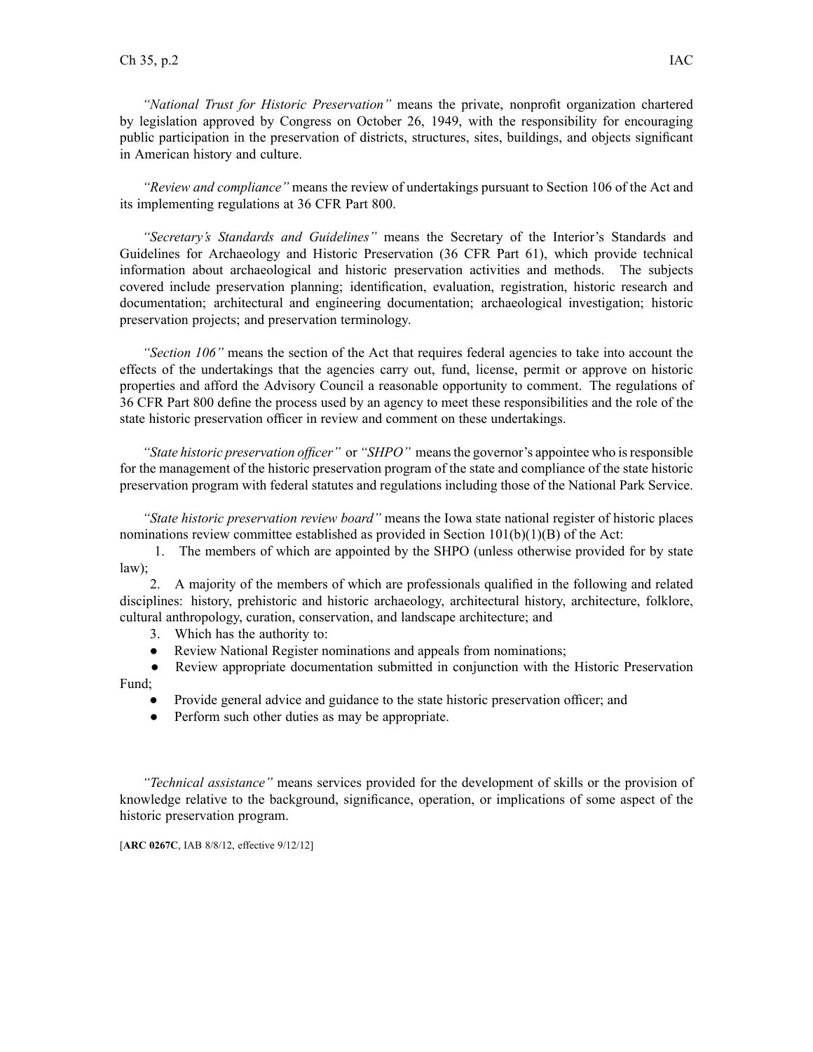*"National Trust for Historic Preservation"* means the private, nonprofit organization chartered by legislation approved by Congress on October 26, 1949, with the responsibility for encouraging public participation in the preservation of districts, structures, sites, buildings, and objects significant in American history and culture.

*"Review and compliance"* means the review of undertakings pursuant to Section 106 of the Act and its implementing regulations at 36 CFR Part 800.

*"Secretary's Standards and Guidelines"* means the Secretary of the Interior's Standards and Guidelines for Archaeology and Historic Preservation (36 CFR Part 61), which provide technical information about archaeological and historic preservation activities and methods. The subjects covered include preservation planning; identification, evaluation, registration, historic research and documentation; architectural and engineering documentation; archaeological investigation; historic preservation projects; and preservation terminology.

*"Section 106"* means the section of the Act that requires federal agencies to take into account the effects of the undertakings that the agencies carry out, fund, license, permit or approve on historic properties and afford the Advisory Council a reasonable opportunity to comment. The regulations of 36 CFR Part 800 define the process used by an agency to meet these responsibilities and the role of the state historic preservation officer in review and comment on these undertakings.

*"State historic preservation officer"* or *"SHPO"* means the governor's appointee who is responsible for the management of the historic preservation program of the state and compliance of the state historic preservation program with federal statutes and regulations including those of the National Park Service.

*"State historic preservation review board"* means the Iowa state national register of historic places nominations review committee established as provided in Section 101(b)(1)(B) of the Act:

1. The members of which are appointed by the SHPO (unless otherwise provided for by state law);
2. A majority of the members of which are professionals qualified in the following and related disciplines: history, prehistoric and historic archaeology, architectural history, architecture, folklore, cultural anthropology, curation, conservation, and landscape architecture; and
3. Which has the authority to:
   - Review National Register nominations and appeals from nominations;
   - Review appropriate documentation submitted in conjunction with the Historic Preservation Fund;
   - Provide general advice and guidance to the state historic preservation officer; and
   - Perform such other duties as may be appropriate.

*"Technical assistance"* means services provided for the development of skills or the provision of knowledge relative to the background, significance, operation, or implications of some aspect of the historic preservation program.

[**ARC 0267C**, IAB 8/8/12, effective 9/12/12]